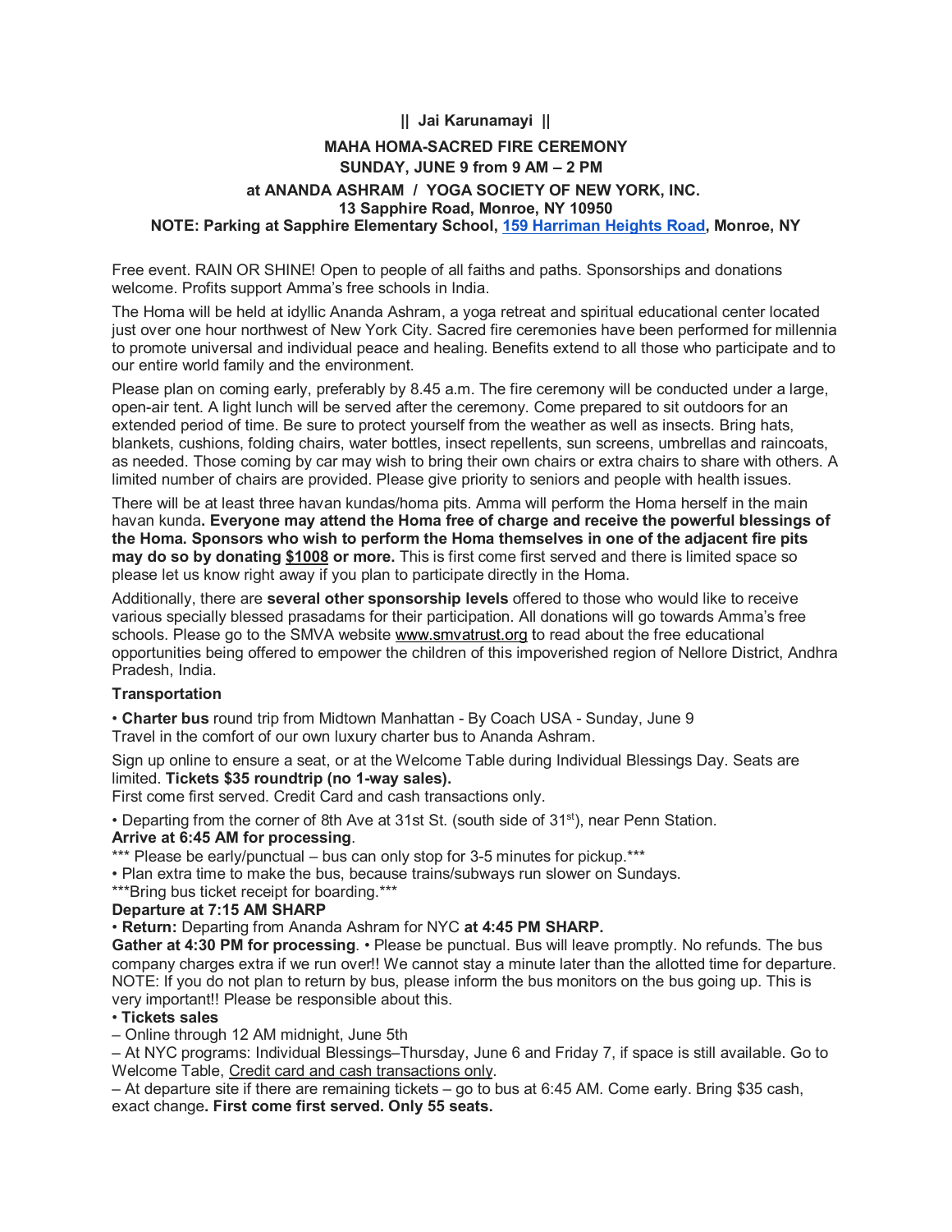**|| Jai Karunamayi ||**

# MAHA HOMA-SACRED FIRE CEREMONY

## SUNDAY, JUNE 9 from 9 AM – 2 PM

**at ANANDA ASHRAM / YOGA SOCIETY OF NEW YORK, INC.**
**13 Sapphire Road, Monroe, NY 10950**
**NOTE: Parking at Sapphire Elementary School, 159 Harriman Heights Road, Monroe, NY**

Free event. RAIN OR SHINE! Open to people of all faiths and paths. Sponsorships and donations welcome. Profits support Amma's free schools in India.

The Homa will be held at idyllic Ananda Ashram, a yoga retreat and spiritual educational center located just over one hour northwest of New York City. Sacred fire ceremonies have been performed for millennia to promote universal and individual peace and healing. Benefits extend to all those who participate and to our entire world family and the environment.

Please plan on coming early, preferably by 8.45 a.m. The fire ceremony will be conducted under a large, open-air tent. A light lunch will be served after the ceremony. Come prepared to sit outdoors for an extended period of time. Be sure to protect yourself from the weather as well as insects. Bring hats, blankets, cushions, folding chairs, water bottles, insect repellents, sun screens, umbrellas and raincoats, as needed. Those coming by car may wish to bring their own chairs or extra chairs to share with others. A limited number of chairs are provided. Please give priority to seniors and people with health issues.

There will be at least three havan kundas/homa pits. Amma will perform the Homa herself in the main havan kunda**. Everyone may attend the Homa free of charge and receive the powerful blessings of the Homa. Sponsors who wish to perform the Homa themselves in one of the adjacent fire pits may do so by donating $1008 or more.** This is first come first served and there is limited space so please let us know right away if you plan to participate directly in the Homa.

Additionally, there are **several other sponsorship levels** offered to those who would like to receive various specially blessed prasadams for their participation. All donations will go towards Amma's free schools. Please go to the SMVA website www.smvatrust.org to read about the free educational opportunities being offered to empower the children of this impoverished region of Nellore District, Andhra Pradesh, India.

### Transportation

• **Charter bus** round trip from Midtown Manhattan - By Coach USA - Sunday, June 9
Travel in the comfort of our own luxury charter bus to Ananda Ashram.

Sign up online to ensure a seat, or at the Welcome Table during Individual Blessings Day. Seats are limited. **Tickets $35 roundtrip (no 1-way sales).**
First come first served. Credit Card and cash transactions only.

• Departing from the corner of 8th Ave at 31st St. (south side of 31st), near Penn Station.
**Arrive at 6:45 AM for processing**.
*** Please be early/punctual – bus can only stop for 3-5 minutes for pickup.***
• Plan extra time to make the bus, because trains/subways run slower on Sundays.
***Bring bus ticket receipt for boarding.***
**Departure at 7:15 AM SHARP**
• **Return:** Departing from Ananda Ashram for NYC **at 4:45 PM SHARP.**
**Gather at 4:30 PM for processing**. • Please be punctual. Bus will leave promptly. No refunds. The bus company charges extra if we run over!! We cannot stay a minute later than the allotted time for departure. NOTE: If you do not plan to return by bus, please inform the bus monitors on the bus going up. This is very important!! Please be responsible about this.
• **Tickets sales**
– Online through 12 AM midnight, June 5th
– At NYC programs: Individual Blessings–Thursday, June 6 and Friday 7, if space is still available. Go to Welcome Table, Credit card and cash transactions only.
– At departure site if there are remaining tickets – go to bus at 6:45 AM. Come early. Bring $35 cash, exact change**. First come first served. Only 55 seats.**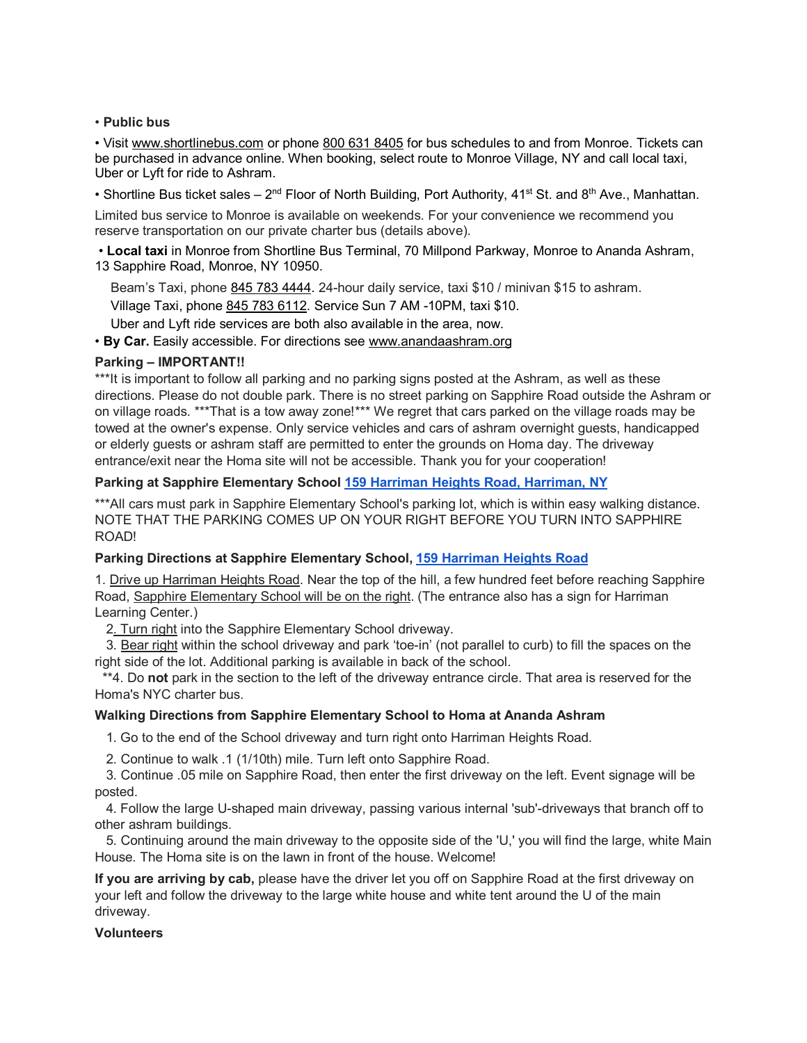• **Public bus**

• Visit www.shortlinebus.com or phone 800 631 8405 for bus schedules to and from Monroe. Tickets can be purchased in advance online. When booking, select route to Monroe Village, NY and call local taxi, Uber or Lyft for ride to Ashram.

• Shortline Bus ticket sales – 2nd Floor of North Building, Port Authority, 41st St. and 8th Ave., Manhattan.

Limited bus service to Monroe is available on weekends. For your convenience we recommend you reserve transportation on our private charter bus (details above).

• **Local taxi** in Monroe from Shortline Bus Terminal, 70 Millpond Parkway, Monroe to Ananda Ashram, 13 Sapphire Road, Monroe, NY 10950.

Beam's Taxi, phone 845 783 4444. 24-hour daily service, taxi $10 / minivan $15 to ashram.

Village Taxi, phone 845 783 6112. Service Sun 7 AM -10PM, taxi $10.

Uber and Lyft ride services are both also available in the area, now.

• **By Car.** Easily accessible. For directions see www.anandaashram.org

**Parking – IMPORTANT!!**

***It is important to follow all parking and no parking signs posted at the Ashram, as well as these directions. Please do not double park. There is no street parking on Sapphire Road outside the Ashram or on village roads. ***That is a tow away zone!*** We regret that cars parked on the village roads may be towed at the owner's expense. Only service vehicles and cars of ashram overnight guests, handicapped or elderly guests or ashram staff are permitted to enter the grounds on Homa day. The driveway entrance/exit near the Homa site will not be accessible. Thank you for your cooperation!

**Parking at Sapphire Elementary School [159 Harriman Heights Road, Harriman, NY]**

***All cars must park in Sapphire Elementary School's parking lot, which is within easy walking distance. NOTE THAT THE PARKING COMES UP ON YOUR RIGHT BEFORE YOU TURN INTO SAPPHIRE ROAD!

**Parking Directions at Sapphire Elementary School, [159 Harriman Heights Road]**

1. Drive up Harriman Heights Road. Near the top of the hill, a few hundred feet before reaching Sapphire Road, Sapphire Elementary School will be on the right. (The entrance also has a sign for Harriman Learning Center.)
2. Turn right into the Sapphire Elementary School driveway.
3. Bear right within the school driveway and park 'toe-in' (not parallel to curb) to fill the spaces on the right side of the lot. Additional parking is available in back of the school.

**4. Do **not** park in the section to the left of the driveway entrance circle. That area is reserved for the Homa's NYC charter bus.

**Walking Directions from Sapphire Elementary School to Homa at Ananda Ashram**

1. Go to the end of the School driveway and turn right onto Harriman Heights Road.
2. Continue to walk .1 (1/10th) mile. Turn left onto Sapphire Road.
3. Continue .05 mile on Sapphire Road, then enter the first driveway on the left. Event signage will be posted.
4. Follow the large U-shaped main driveway, passing various internal 'sub'-driveways that branch off to other ashram buildings.
5. Continuing around the main driveway to the opposite side of the 'U,' you will find the large, white Main House. The Homa site is on the lawn in front of the house. Welcome!

**If you are arriving by cab,** please have the driver let you off on Sapphire Road at the first driveway on your left and follow the driveway to the large white house and white tent around the U of the main driveway.

**Volunteers**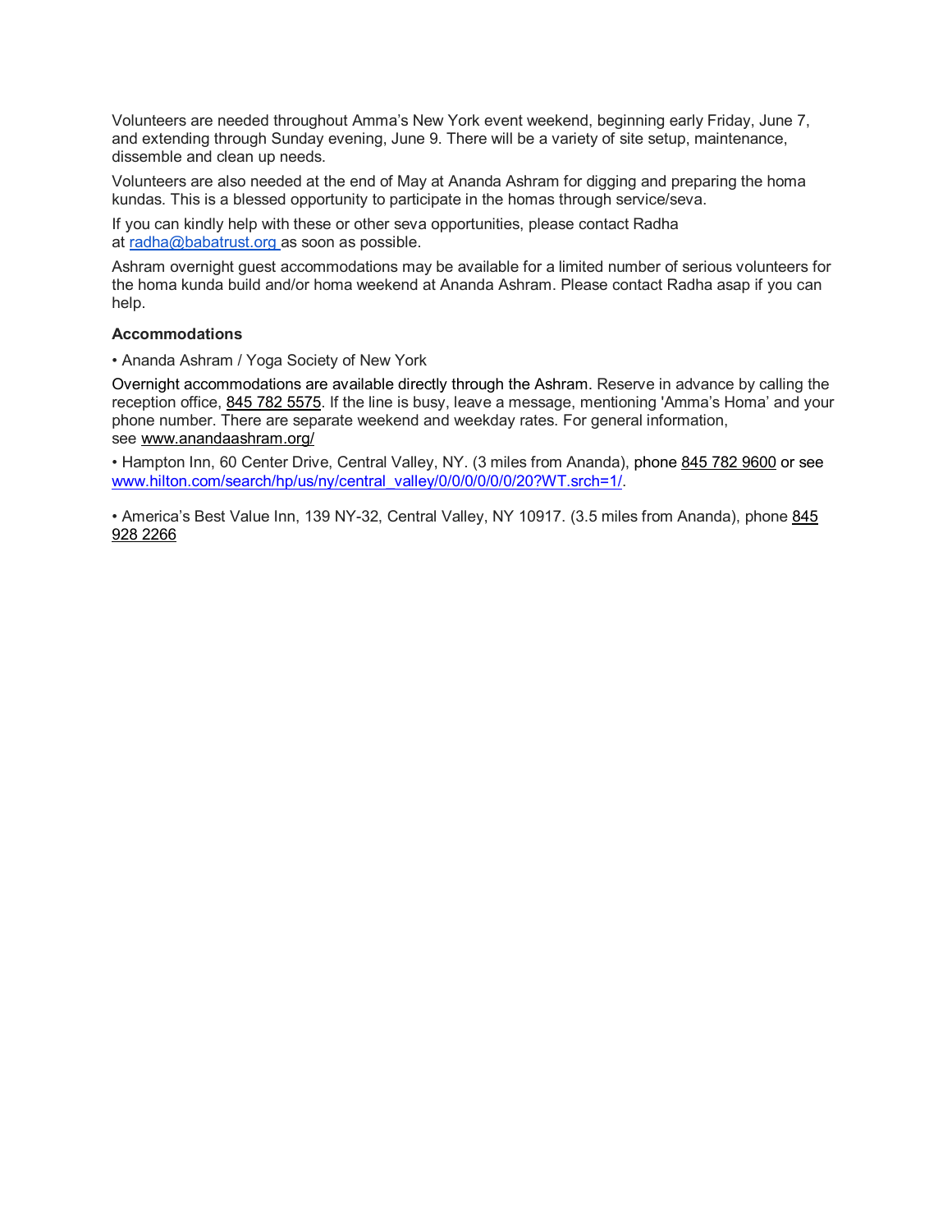Volunteers are needed throughout Amma's New York event weekend, beginning early Friday, June 7, and extending through Sunday evening, June 9. There will be a variety of site setup, maintenance, dissemble and clean up needs.

Volunteers are also needed at the end of May at Ananda Ashram for digging and preparing the homa kundas. This is a blessed opportunity to participate in the homas through service/seva.

If you can kindly help with these or other seva opportunities, please contact Radha at radha@babatrust.org as soon as possible.

Ashram overnight guest accommodations may be available for a limited number of serious volunteers for the homa kunda build and/or homa weekend at Ananda Ashram. Please contact Radha asap if you can help.

**Accommodations**

• Ananda Ashram / Yoga Society of New York

Overnight accommodations are available directly through the Ashram. Reserve in advance by calling the reception office, 845 782 5575. If the line is busy, leave a message, mentioning 'Amma's Homa' and your phone number. There are separate weekend and weekday rates. For general information, see www.anandaashram.org/

• Hampton Inn, 60 Center Drive, Central Valley, NY. (3 miles from Ananda), phone 845 782 9600 or see www.hilton.com/search/hp/us/ny/central_valley/0/0/0/0/0/0/20?WT.srch=1/.

• America's Best Value Inn, 139 NY-32, Central Valley, NY 10917. (3.5 miles from Ananda), phone 845 928 2266